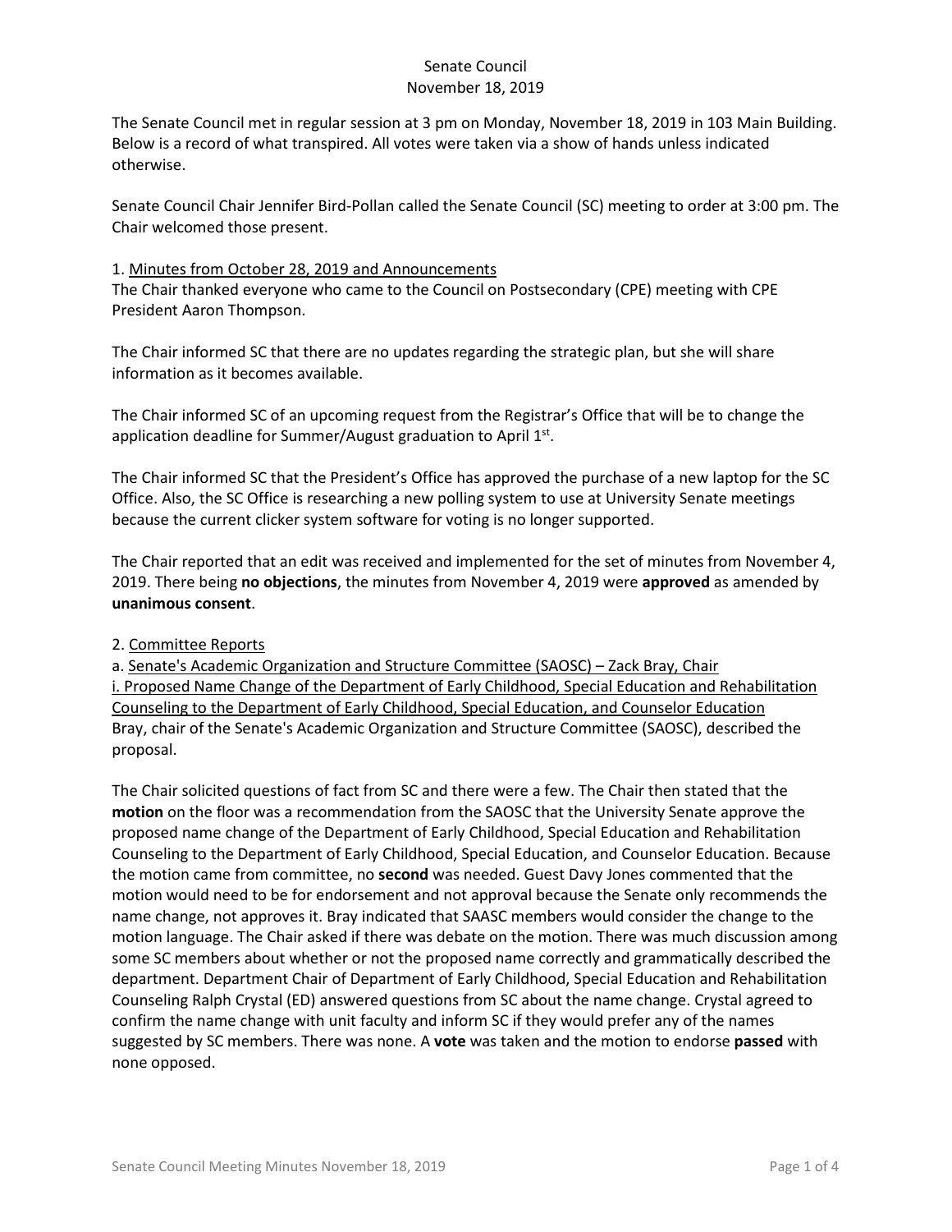# Senate Council
## November 18, 2019

The Senate Council met in regular session at 3 pm on Monday, November 18, 2019 in 103 Main Building. Below is a record of what transpired. All votes were taken via a show of hands unless indicated otherwise.

Senate Council Chair Jennifer Bird-Pollan called the Senate Council (SC) meeting to order at 3:00 pm. The Chair welcomed those present.

1. Minutes from October 28, 2019 and Announcements

The Chair thanked everyone who came to the Council on Postsecondary (CPE) meeting with CPE President Aaron Thompson.

The Chair informed SC that there are no updates regarding the strategic plan, but she will share information as it becomes available.

The Chair informed SC of an upcoming request from the Registrar's Office that will be to change the application deadline for Summer/August graduation to April 1st.

The Chair informed SC that the President's Office has approved the purchase of a new laptop for the SC Office. Also, the SC Office is researching a new polling system to use at University Senate meetings because the current clicker system software for voting is no longer supported.

The Chair reported that an edit was received and implemented for the set of minutes from November 4, 2019. There being **no objections**, the minutes from November 4, 2019 were **approved** as amended by **unanimous consent**.

2. Committee Reports

a. Senate's Academic Organization and Structure Committee (SAOSC) – Zack Bray, Chair

i. Proposed Name Change of the Department of Early Childhood, Special Education and Rehabilitation Counseling to the Department of Early Childhood, Special Education, and Counselor Education

Bray, chair of the Senate's Academic Organization and Structure Committee (SAOSC), described the proposal.

The Chair solicited questions of fact from SC and there were a few. The Chair then stated that the **motion** on the floor was a recommendation from the SAOSC that the University Senate approve the proposed name change of the Department of Early Childhood, Special Education and Rehabilitation Counseling to the Department of Early Childhood, Special Education, and Counselor Education. Because the motion came from committee, no **second** was needed. Guest Davy Jones commented that the motion would need to be for endorsement and not approval because the Senate only recommends the name change, not approves it. Bray indicated that SAASC members would consider the change to the motion language. The Chair asked if there was debate on the motion. There was much discussion among some SC members about whether or not the proposed name correctly and grammatically described the department. Department Chair of Department of Early Childhood, Special Education and Rehabilitation Counseling Ralph Crystal (ED) answered questions from SC about the name change. Crystal agreed to confirm the name change with unit faculty and inform SC if they would prefer any of the names suggested by SC members. There was none. A **vote** was taken and the motion to endorse **passed** with none opposed.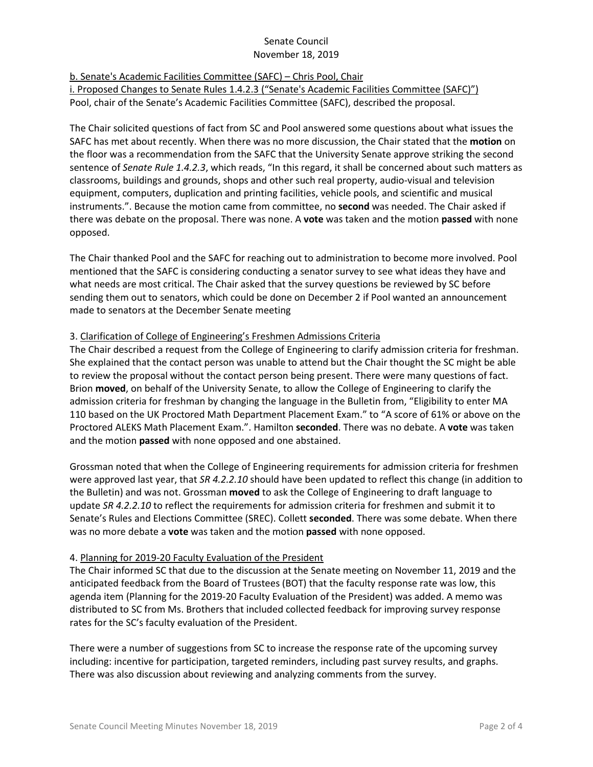b. Senate's Academic Facilities Committee (SAFC) – Chris Pool, Chair

i. Proposed Changes to Senate Rules 1.4.2.3 ("Senate's Academic Facilities Committee (SAFC)")

Pool, chair of the Senate's Academic Facilities Committee (SAFC), described the proposal.

The Chair solicited questions of fact from SC and Pool answered some questions about what issues the SAFC has met about recently. When there was no more discussion, the Chair stated that the **motion** on the floor was a recommendation from the SAFC that the University Senate approve striking the second sentence of *Senate Rule 1.4.2.3*, which reads, "In this regard, it shall be concerned about such matters as classrooms, buildings and grounds, shops and other such real property, audio-visual and television equipment, computers, duplication and printing facilities, vehicle pools, and scientific and musical instruments.". Because the motion came from committee, no **second** was needed. The Chair asked if there was debate on the proposal. There was none. A **vote** was taken and the motion **passed** with none opposed.

The Chair thanked Pool and the SAFC for reaching out to administration to become more involved. Pool mentioned that the SAFC is considering conducting a senator survey to see what ideas they have and what needs are most critical. The Chair asked that the survey questions be reviewed by SC before sending them out to senators, which could be done on December 2 if Pool wanted an announcement made to senators at the December Senate meeting

3. Clarification of College of Engineering's Freshmen Admissions Criteria

The Chair described a request from the College of Engineering to clarify admission criteria for freshman. She explained that the contact person was unable to attend but the Chair thought the SC might be able to review the proposal without the contact person being present. There were many questions of fact. Brion **moved**, on behalf of the University Senate, to allow the College of Engineering to clarify the admission criteria for freshman by changing the language in the Bulletin from, "Eligibility to enter MA 110 based on the UK Proctored Math Department Placement Exam." to "A score of 61% or above on the Proctored ALEKS Math Placement Exam.". Hamilton **seconded**. There was no debate. A **vote** was taken and the motion **passed** with none opposed and one abstained.

Grossman noted that when the College of Engineering requirements for admission criteria for freshmen were approved last year, that *SR 4.2.2.10* should have been updated to reflect this change (in addition to the Bulletin) and was not. Grossman **moved** to ask the College of Engineering to draft language to update *SR 4.2.2.10* to reflect the requirements for admission criteria for freshmen and submit it to Senate's Rules and Elections Committee (SREC). Collett **seconded**. There was some debate. When there was no more debate a **vote** was taken and the motion **passed** with none opposed.

4. Planning for 2019-20 Faculty Evaluation of the President

The Chair informed SC that due to the discussion at the Senate meeting on November 11, 2019 and the anticipated feedback from the Board of Trustees (BOT) that the faculty response rate was low, this agenda item (Planning for the 2019-20 Faculty Evaluation of the President) was added. A memo was distributed to SC from Ms. Brothers that included collected feedback for improving survey response rates for the SC's faculty evaluation of the President.

There were a number of suggestions from SC to increase the response rate of the upcoming survey including: incentive for participation, targeted reminders, including past survey results, and graphs. There was also discussion about reviewing and analyzing comments from the survey.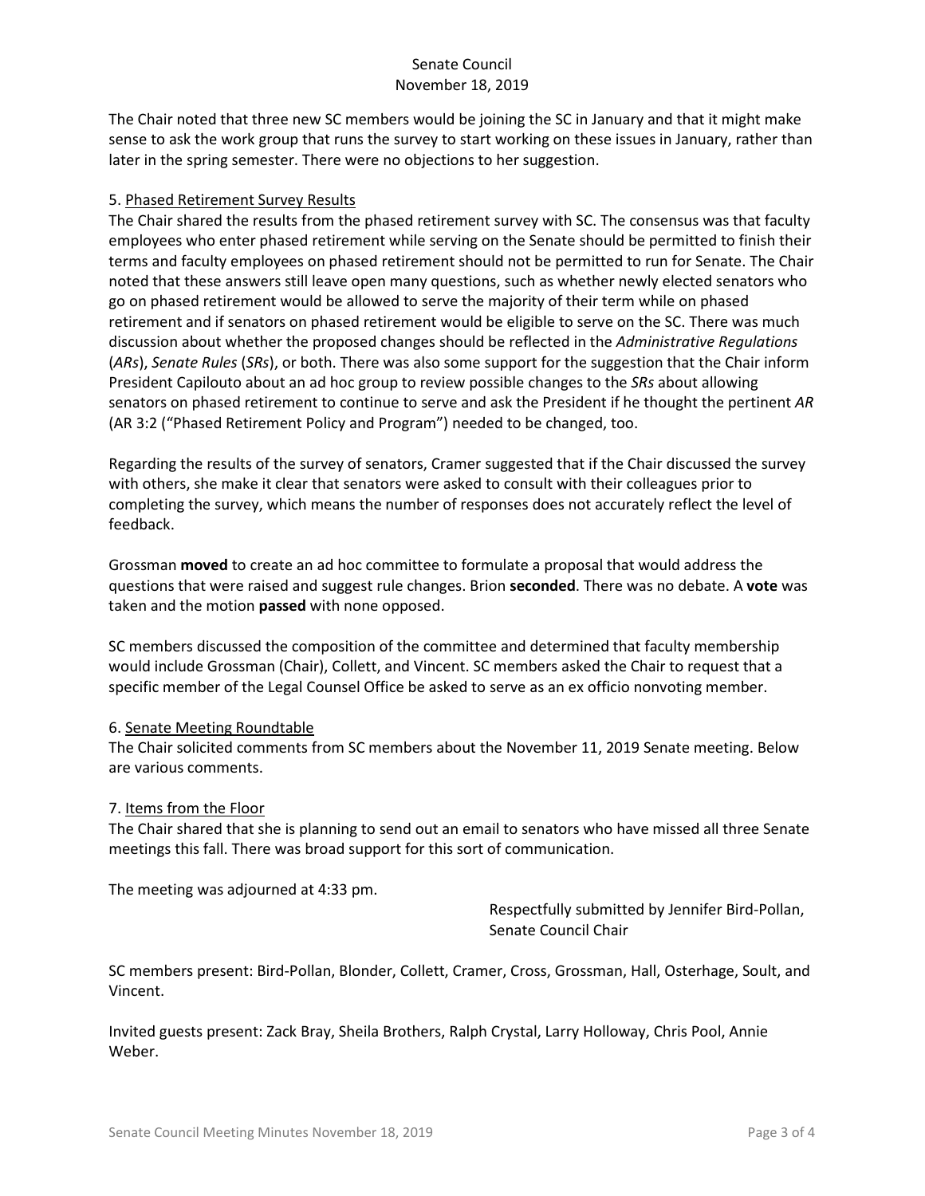The Chair noted that three new SC members would be joining the SC in January and that it might make sense to ask the work group that runs the survey to start working on these issues in January, rather than later in the spring semester. There were no objections to her suggestion.

5. Phased Retirement Survey Results

The Chair shared the results from the phased retirement survey with SC. The consensus was that faculty employees who enter phased retirement while serving on the Senate should be permitted to finish their terms and faculty employees on phased retirement should not be permitted to run for Senate. The Chair noted that these answers still leave open many questions, such as whether newly elected senators who go on phased retirement would be allowed to serve the majority of their term while on phased retirement and if senators on phased retirement would be eligible to serve on the SC. There was much discussion about whether the proposed changes should be reflected in the *Administrative Regulations* (*ARs*), *Senate Rules* (*SRs*), or both. There was also some support for the suggestion that the Chair inform President Capilouto about an ad hoc group to review possible changes to the *SRs* about allowing senators on phased retirement to continue to serve and ask the President if he thought the pertinent *AR* (AR 3:2 ("Phased Retirement Policy and Program") needed to be changed, too.

Regarding the results of the survey of senators, Cramer suggested that if the Chair discussed the survey with others, she make it clear that senators were asked to consult with their colleagues prior to completing the survey, which means the number of responses does not accurately reflect the level of feedback.

Grossman **moved** to create an ad hoc committee to formulate a proposal that would address the questions that were raised and suggest rule changes. Brion **seconded**. There was no debate. A **vote** was taken and the motion **passed** with none opposed.

SC members discussed the composition of the committee and determined that faculty membership would include Grossman (Chair), Collett, and Vincent. SC members asked the Chair to request that a specific member of the Legal Counsel Office be asked to serve as an ex officio nonvoting member.

6. Senate Meeting Roundtable

The Chair solicited comments from SC members about the November 11, 2019 Senate meeting. Below are various comments.

7. Items from the Floor

The Chair shared that she is planning to send out an email to senators who have missed all three Senate meetings this fall. There was broad support for this sort of communication.

The meeting was adjourned at 4:33 pm.

Respectfully submitted by Jennifer Bird-Pollan,
Senate Council Chair

SC members present: Bird-Pollan, Blonder, Collett, Cramer, Cross, Grossman, Hall, Osterhage, Soult, and Vincent.

Invited guests present: Zack Bray, Sheila Brothers, Ralph Crystal, Larry Holloway, Chris Pool, Annie Weber.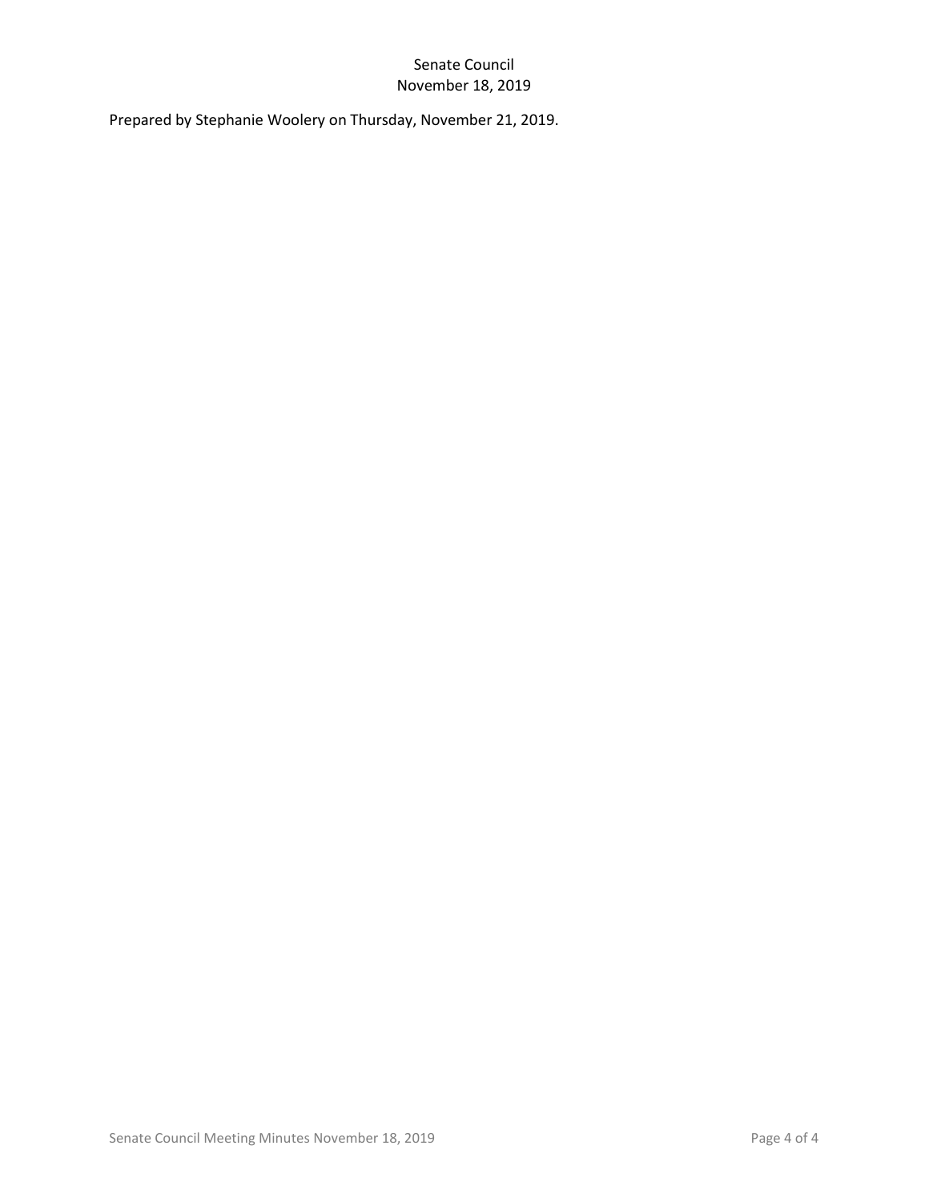Prepared by Stephanie Woolery on Thursday, November 21, 2019.